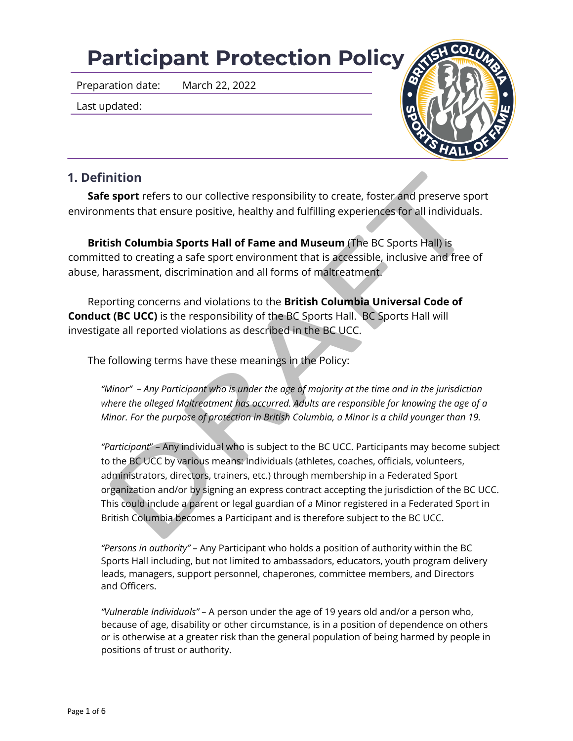# Participant Protection Policy

Preparation date: March 22, 2022

Last updated:

## 1. Definition

**Safe sport** refers to our collective responsibility to create, foster and preserve sport environments that ensure positive, healthy and fulfilling experiences for all individuals.

**British Columbia Sports Hall of Fame and Museum** (The BC Sports Hall) is committed to creating a safe sport environment that is accessible, inclusive and free of abuse, harassment, discrimination and all forms of maltreatment.

Reporting concerns and violations to the **British Columbia Universal Code of Conduct (BC UCC)** is the responsibility of the BC Sports Hall. BC Sports Hall will investigate all reported violations as described in the BC UCC.

The following terms have these meanings in the Policy:

*"Minor" – Any Participant who is under the age of majority at the time and in the jurisdiction where the alleged Maltreatment has occurred. Adults are responsible for knowing the age of a Minor. For the purpose of protection in British Columbia, a Minor is a child younger than 19.*

*"Participant"* – Any individual who is subject to the BC UCC. Participants may become subject to the BC UCC by various means: Individuals (athletes, coaches, officials, volunteers, administrators, directors, trainers, etc.) through membership in a Federated Sport organization and/or by signing an express contract accepting the jurisdiction of the BC UCC. This could include a parent or legal guardian of a Minor registered in a Federated Sport in British Columbia becomes a Participant and is therefore subject to the BC UCC.

*"Persons in authority"* – Any Participant who holds a position of authority within the BC Sports Hall including, but not limited to ambassadors, educators, youth program delivery leads, managers, support personnel, chaperones, committee members, and Directors and Officers.

*"Vulnerable Individuals"* – A person under the age of 19 years old and/or a person who, because of age, disability or other circumstance, is in a position of dependence on others or is otherwise at a greater risk than the general population of being harmed by people in positions of trust or authority.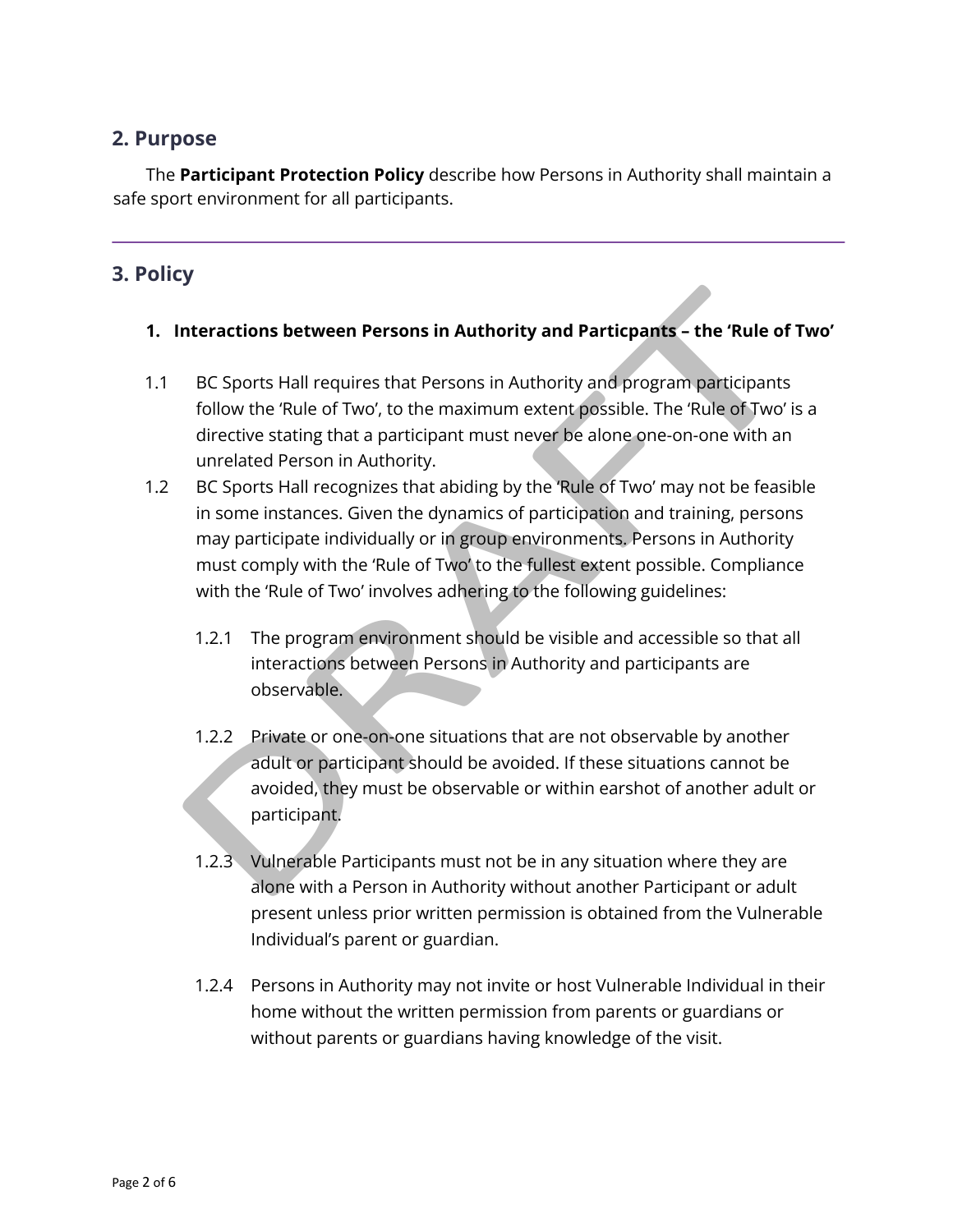## 2. Purpose

The **Participant Protection Policy** describe how Persons in Authority shall maintain a safe sport environment for all participants.

---

## 3. Policy

### 1. Interactions between Persons in Authority and Particpants – the 'Rule of Two'

1.1 BC Sports Hall requires that Persons in Authority and program participants follow the 'Rule of Two', to the maximum extent possible. The 'Rule of Two' is a directive stating that a participant must never be alone one-on-one with an unrelated Person in Authority.

1.2 BC Sports Hall recognizes that abiding by the 'Rule of Two' may not be feasible in some instances. Given the dynamics of participation and training, persons may participate individually or in group environments. Persons in Authority must comply with the 'Rule of Two' to the fullest extent possible. Compliance with the 'Rule of Two' involves adhering to the following guidelines:

1.2.1 The program environment should be visible and accessible so that all interactions between Persons in Authority and participants are observable.

1.2.2 Private or one-on-one situations that are not observable by another adult or participant should be avoided. If these situations cannot be avoided, they must be observable or within earshot of another adult or participant.

1.2.3 Vulnerable Participants must not be in any situation where they are alone with a Person in Authority without another Participant or adult present unless prior written permission is obtained from the Vulnerable Individual's parent or guardian.

1.2.4 Persons in Authority may not invite or host Vulnerable Individual in their home without the written permission from parents or guardians or without parents or guardians having knowledge of the visit.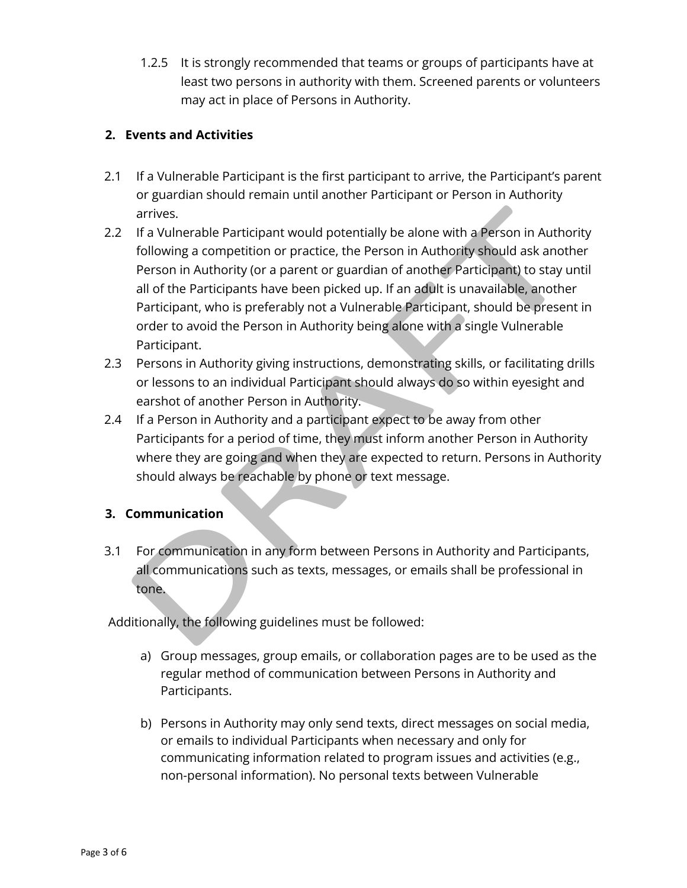1.2.5 It is strongly recommended that teams or groups of participants have at least two persons in authority with them. Screened parents or volunteers may act in place of Persons in Authority.

## 2. Events and Activities

2.1 If a Vulnerable Participant is the first participant to arrive, the Participant's parent or guardian should remain until another Participant or Person in Authority arrives.

2.2 If a Vulnerable Participant would potentially be alone with a Person in Authority following a competition or practice, the Person in Authority should ask another Person in Authority (or a parent or guardian of another Participant) to stay until all of the Participants have been picked up. If an adult is unavailable, another Participant, who is preferably not a Vulnerable Participant, should be present in order to avoid the Person in Authority being alone with a single Vulnerable Participant.

2.3 Persons in Authority giving instructions, demonstrating skills, or facilitating drills or lessons to an individual Participant should always do so within eyesight and earshot of another Person in Authority.

2.4 If a Person in Authority and a participant expect to be away from other Participants for a period of time, they must inform another Person in Authority where they are going and when they are expected to return. Persons in Authority should always be reachable by phone or text message.

## 3. Communication

3.1 For communication in any form between Persons in Authority and Participants, all communications such as texts, messages, or emails shall be professional in tone.

Additionally, the following guidelines must be followed:

a) Group messages, group emails, or collaboration pages are to be used as the regular method of communication between Persons in Authority and Participants.

b) Persons in Authority may only send texts, direct messages on social media, or emails to individual Participants when necessary and only for communicating information related to program issues and activities (e.g., non-personal information). No personal texts between Vulnerable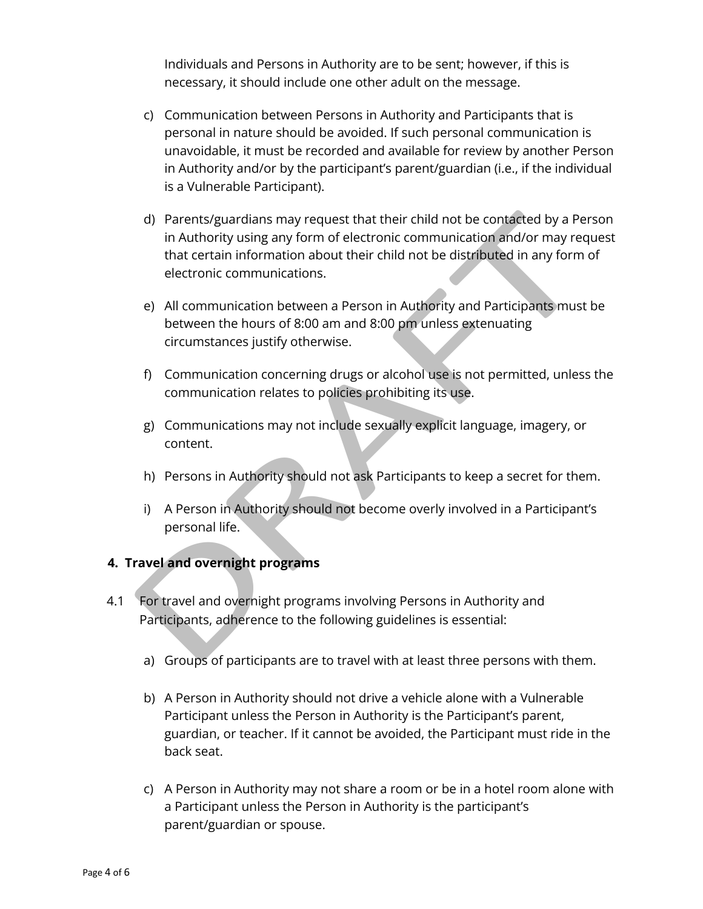Individuals and Persons in Authority are to be sent; however, if this is necessary, it should include one other adult on the message.

c) Communication between Persons in Authority and Participants that is personal in nature should be avoided. If such personal communication is unavoidable, it must be recorded and available for review by another Person in Authority and/or by the participant's parent/guardian (i.e., if the individual is a Vulnerable Participant).

d) Parents/guardians may request that their child not be contacted by a Person in Authority using any form of electronic communication and/or may request that certain information about their child not be distributed in any form of electronic communications.

e) All communication between a Person in Authority and Participants must be between the hours of 8:00 am and 8:00 pm unless extenuating circumstances justify otherwise.

f) Communication concerning drugs or alcohol use is not permitted, unless the communication relates to policies prohibiting its use.

g) Communications may not include sexually explicit language, imagery, or content.

h) Persons in Authority should not ask Participants to keep a secret for them.

i) A Person in Authority should not become overly involved in a Participant's personal life.

## 4. Travel and overnight programs

4.1 For travel and overnight programs involving Persons in Authority and Participants, adherence to the following guidelines is essential:

a) Groups of participants are to travel with at least three persons with them.

b) A Person in Authority should not drive a vehicle alone with a Vulnerable Participant unless the Person in Authority is the Participant's parent, guardian, or teacher. If it cannot be avoided, the Participant must ride in the back seat.

c) A Person in Authority may not share a room or be in a hotel room alone with a Participant unless the Person in Authority is the participant's parent/guardian or spouse.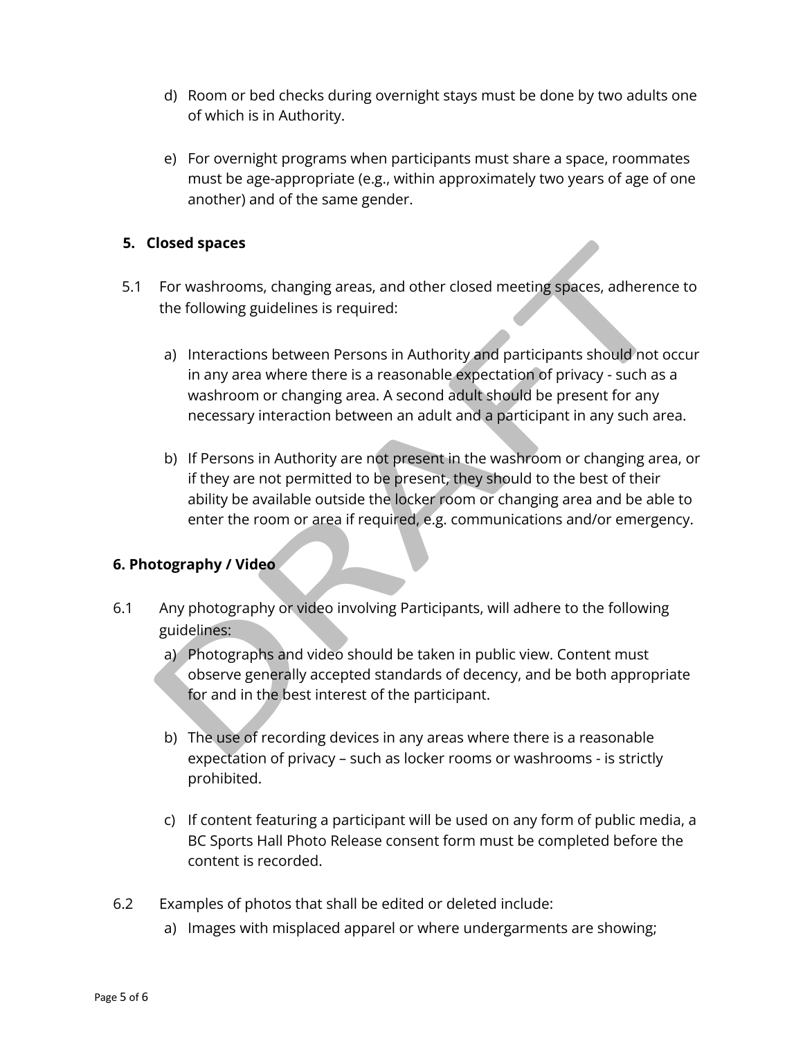d) Room or bed checks during overnight stays must be done by two adults one of which is in Authority.

e) For overnight programs when participants must share a space, roommates must be age-appropriate (e.g., within approximately two years of age of one another) and of the same gender.

## 5. Closed spaces

5.1 For washrooms, changing areas, and other closed meeting spaces, adherence to the following guidelines is required:

a) Interactions between Persons in Authority and participants should not occur in any area where there is a reasonable expectation of privacy - such as a washroom or changing area. A second adult should be present for any necessary interaction between an adult and a participant in any such area.

b) If Persons in Authority are not present in the washroom or changing area, or if they are not permitted to be present, they should to the best of their ability be available outside the locker room or changing area and be able to enter the room or area if required, e.g. communications and/or emergency.

## 6. Photography / Video

6.1 Any photography or video involving Participants, will adhere to the following guidelines:

a) Photographs and video should be taken in public view. Content must observe generally accepted standards of decency, and be both appropriate for and in the best interest of the participant.

b) The use of recording devices in any areas where there is a reasonable expectation of privacy – such as locker rooms or washrooms - is strictly prohibited.

c) If content featuring a participant will be used on any form of public media, a BC Sports Hall Photo Release consent form must be completed before the content is recorded.

6.2 Examples of photos that shall be edited or deleted include:

a) Images with misplaced apparel or where undergarments are showing;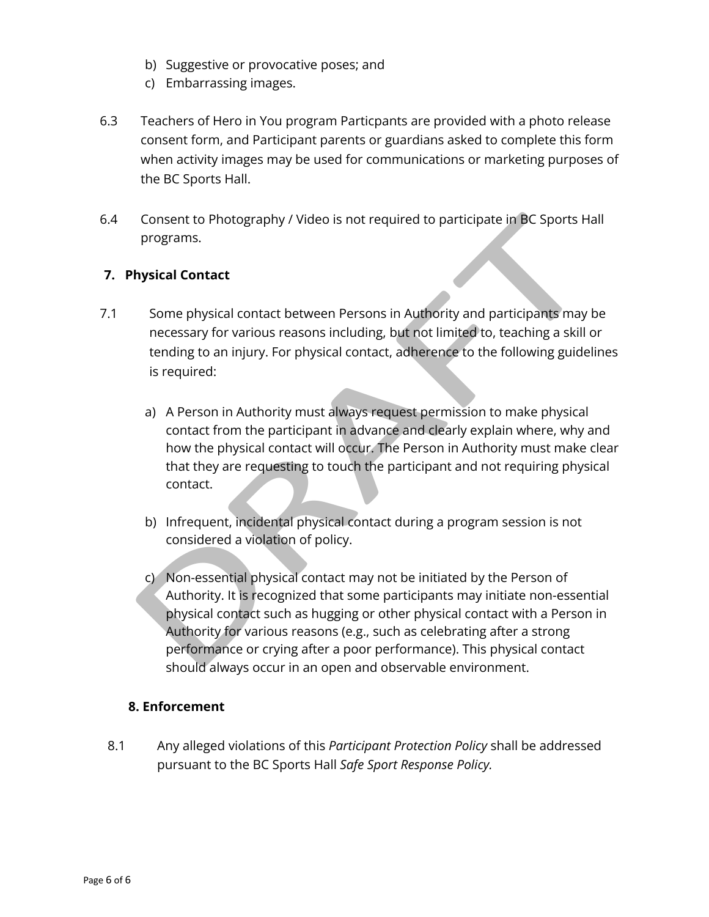b) Suggestive or provocative poses; and
c) Embarrassing images.

6.3 Teachers of Hero in You program Particpants are provided with a photo release consent form, and Participant parents or guardians asked to complete this form when activity images may be used for communications or marketing purposes of the BC Sports Hall.

6.4 Consent to Photography / Video is not required to participate in BC Sports Hall programs.

## 7. Physical Contact

7.1 Some physical contact between Persons in Authority and participants may be necessary for various reasons including, but not limited to, teaching a skill or tending to an injury. For physical contact, adherence to the following guidelines is required:

a) A Person in Authority must always request permission to make physical contact from the participant in advance and clearly explain where, why and how the physical contact will occur. The Person in Authority must make clear that they are requesting to touch the participant and not requiring physical contact.

b) Infrequent, incidental physical contact during a program session is not considered a violation of policy.

c) Non-essential physical contact may not be initiated by the Person of Authority. It is recognized that some participants may initiate non-essential physical contact such as hugging or other physical contact with a Person in Authority for various reasons (e.g., such as celebrating after a strong performance or crying after a poor performance). This physical contact should always occur in an open and observable environment.

## 8. Enforcement

8.1 Any alleged violations of this *Participant Protection Policy* shall be addressed pursuant to the BC Sports Hall *Safe Sport Response Policy.*